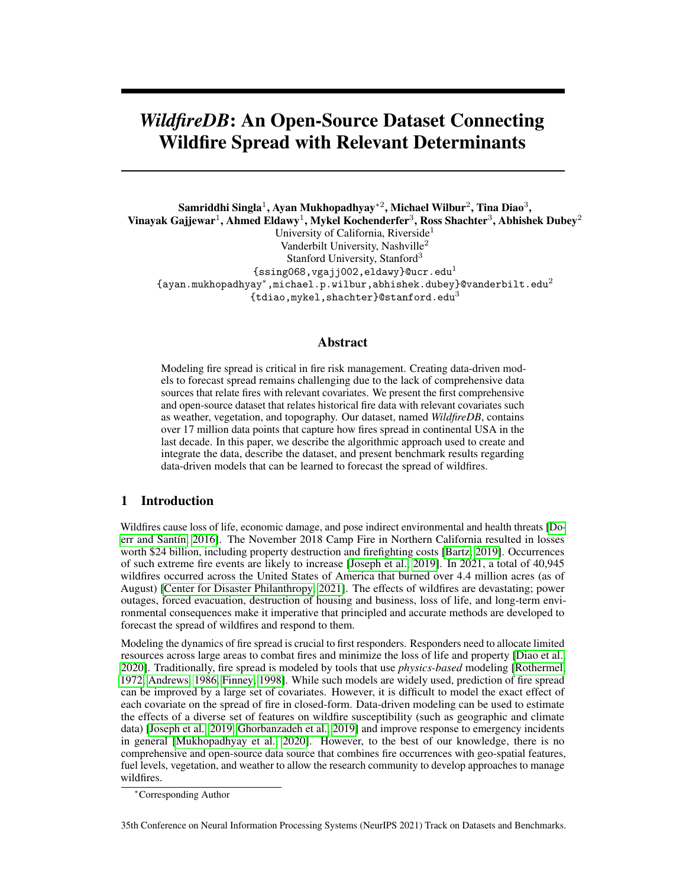# *WildfireDB*: An Open-Source Dataset Connecting Wildfire Spread with Relevant Determinants

**Samriddhi Singla**[1], **Ayan Mukhopadhyay**[*2], **Michael Wilbur**[2], **Tina Diao**[3], **Vinayak Gajjewar**[1], **Ahmed Eldawy**[1], **Mykel Kochenderfer**[3], **Ross Shachter**[3], **Abhishek Dubey**[2]

University of California, Riverside[1]
Vanderbilt University, Nashville[2]
Stanford University, Stanford[3]

{ssing068,vgajj002,eldawy}@ucr.edu[1]
{ayan.mukhopadhyay*,michael.p.wilbur,abhishek.dubey}@vanderbilt.edu[2]
{tdiao,mykel,shachter}@stanford.edu[3]

## Abstract

Modeling fire spread is critical in fire risk management. Creating data-driven models to forecast spread remains challenging due to the lack of comprehensive data sources that relate fires with relevant covariates. We present the first comprehensive and open-source dataset that relates historical fire data with relevant covariates such as weather, vegetation, and topography. Our dataset, named *WildfireDB*, contains over 17 million data points that capture how fires spread in continental USA in the last decade. In this paper, we describe the algorithmic approach used to create and integrate the data, describe the dataset, and present benchmark results regarding data-driven models that can be learned to forecast the spread of wildfires.

## 1 Introduction

Wildfires cause loss of life, economic damage, and pose indirect environmental and health threats [Doerr and Santín, 2016]. The November 2018 Camp Fire in Northern California resulted in losses worth $24 billion, including property destruction and firefighting costs [Bartz, 2019]. Occurrences of such extreme fire events are likely to increase [Joseph et al., 2019]. In 2021, a total of 40,945 wildfires occurred across the United States of America that burned over 4.4 million acres (as of August) [Center for Disaster Philanthropy, 2021]. The effects of wildfires are devastating; power outages, forced evacuation, destruction of housing and business, loss of life, and long-term environmental consequences make it imperative that principled and accurate methods are developed to forecast the spread of wildfires and respond to them.

Modeling the dynamics of fire spread is crucial to first responders. Responders need to allocate limited resources across large areas to combat fires and minimize the loss of life and property [Diao et al., 2020]. Traditionally, fire spread is modeled by tools that use *physics-based* modeling [Rothermel, 1972, Andrews, 1986, Finney, 1998]. While such models are widely used, prediction of fire spread can be improved by a large set of covariates. However, it is difficult to model the exact effect of each covariate on the spread of fire in closed-form. Data-driven modeling can be used to estimate the effects of a diverse set of features on wildfire susceptibility (such as geographic and climate data) [Joseph et al., 2019, Ghorbanzadeh et al., 2019] and improve response to emergency incidents in general [Mukhopadhyay et al., 2020]. However, to the best of our knowledge, there is no comprehensive and open-source data source that combines fire occurrences with geo-spatial features, fuel levels, vegetation, and weather to allow the research community to develop approaches to manage wildfires.

*Corresponding Author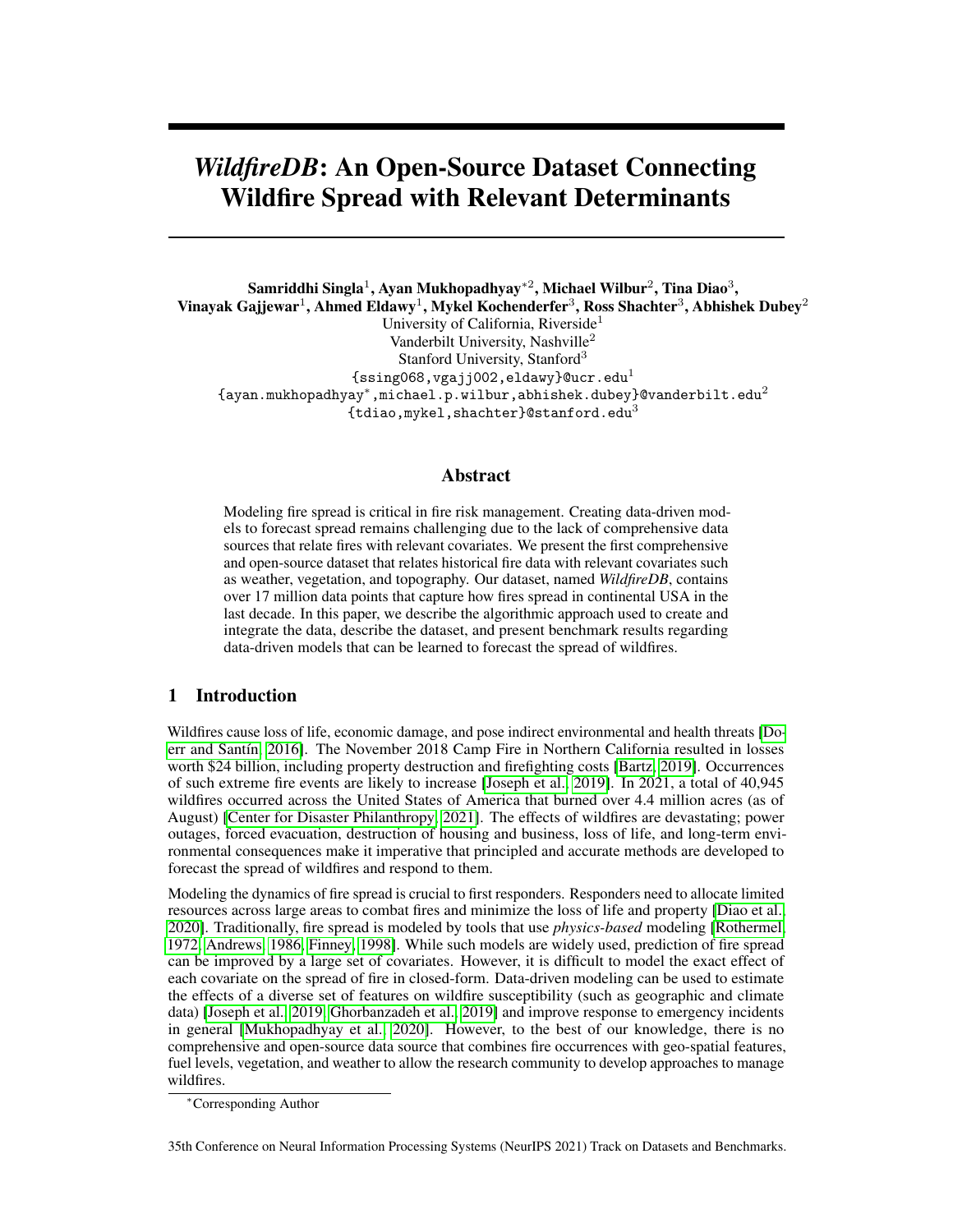# *WildfireDB*: An Open-Source Dataset Connecting Wildfire Spread with Relevant Determinants

**Samriddhi Singla**[1], **Ayan Mukhopadhyay**[*2], **Michael Wilbur**[2], **Tina Diao**[3], **Vinayak Gajjewar**[1], **Ahmed Eldawy**[1], **Mykel Kochenderfer**[3], **Ross Shachter**[3], **Abhishek Dubey**[2]

University of California, Riverside[1]
Vanderbilt University, Nashville[2]
Stanford University, Stanford[3]

{ssing068,vgajj002,eldawy}@ucr.edu[1]
{ayan.mukhopadhyay*,michael.p.wilbur,abhishek.dubey}@vanderbilt.edu[2]
{tdiao,mykel,shachter}@stanford.edu[3]

## Abstract

Modeling fire spread is critical in fire risk management. Creating data-driven models to forecast spread remains challenging due to the lack of comprehensive data sources that relate fires with relevant covariates. We present the first comprehensive and open-source dataset that relates historical fire data with relevant covariates such as weather, vegetation, and topography. Our dataset, named *WildfireDB*, contains over 17 million data points that capture how fires spread in continental USA in the last decade. In this paper, we describe the algorithmic approach used to create and integrate the data, describe the dataset, and present benchmark results regarding data-driven models that can be learned to forecast the spread of wildfires.

## 1 Introduction

Wildfires cause loss of life, economic damage, and pose indirect environmental and health threats [Doerr and Santín, 2016]. The November 2018 Camp Fire in Northern California resulted in losses worth $24 billion, including property destruction and firefighting costs [Bartz, 2019]. Occurrences of such extreme fire events are likely to increase [Joseph et al., 2019]. In 2021, a total of 40,945 wildfires occurred across the United States of America that burned over 4.4 million acres (as of August) [Center for Disaster Philanthropy, 2021]. The effects of wildfires are devastating; power outages, forced evacuation, destruction of housing and business, loss of life, and long-term environmental consequences make it imperative that principled and accurate methods are developed to forecast the spread of wildfires and respond to them.

Modeling the dynamics of fire spread is crucial to first responders. Responders need to allocate limited resources across large areas to combat fires and minimize the loss of life and property [Diao et al., 2020]. Traditionally, fire spread is modeled by tools that use *physics-based* modeling [Rothermel, 1972, Andrews, 1986, Finney, 1998]. While such models are widely used, prediction of fire spread can be improved by a large set of covariates. However, it is difficult to model the exact effect of each covariate on the spread of fire in closed-form. Data-driven modeling can be used to estimate the effects of a diverse set of features on wildfire susceptibility (such as geographic and climate data) [Joseph et al., 2019, Ghorbanzadeh et al., 2019] and improve response to emergency incidents in general [Mukhopadhyay et al., 2020]. However, to the best of our knowledge, there is no comprehensive and open-source data source that combines fire occurrences with geo-spatial features, fuel levels, vegetation, and weather to allow the research community to develop approaches to manage wildfires.

*Corresponding Author

35th Conference on Neural Information Processing Systems (NeurIPS 2021) Track on Datasets and Benchmarks.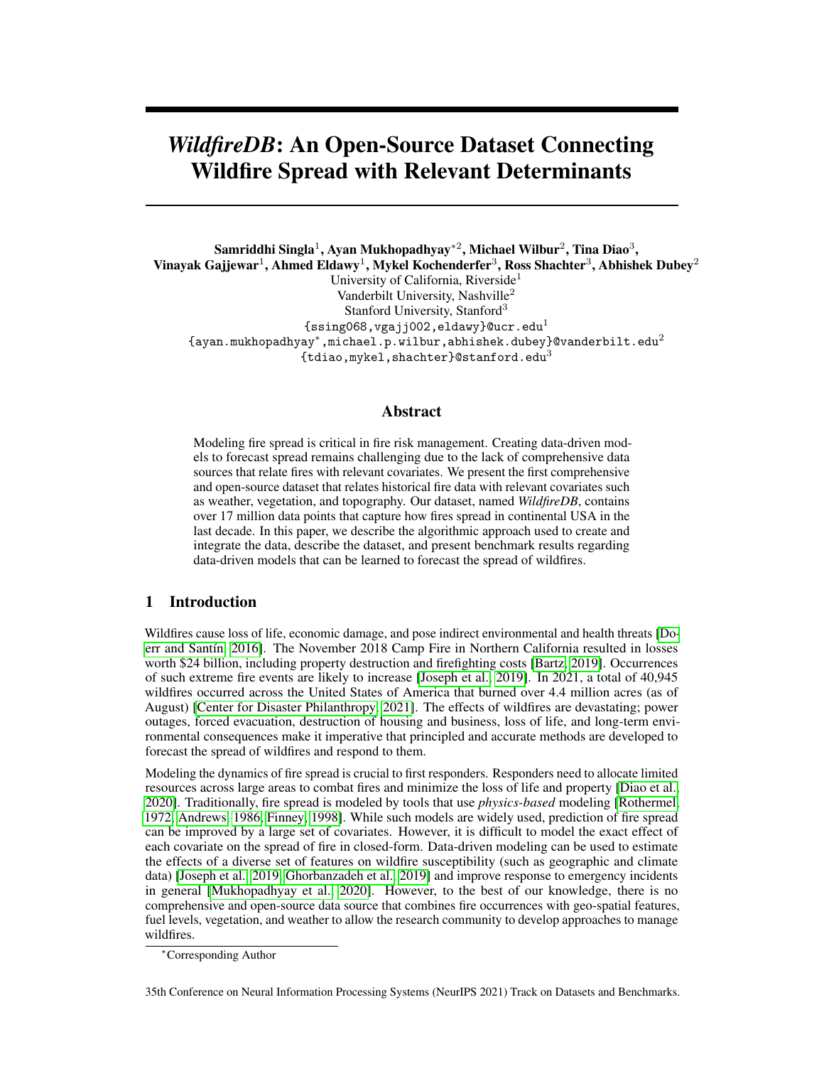# *WildfireDB*: An Open-Source Dataset Connecting Wildfire Spread with Relevant Determinants

**Samriddhi Singla**[1], **Ayan Mukhopadhyay**[*2], **Michael Wilbur**[2], **Tina Diao**[3], **Vinayak Gajjewar**[1], **Ahmed Eldawy**[1], **Mykel Kochenderfer**[3], **Ross Shachter**[3], **Abhishek Dubey**[2]

University of California, Riverside[1]
Vanderbilt University, Nashville[2]
Stanford University, Stanford[3]

{ssing068,vgajj002,eldawy}@ucr.edu[1]
{ayan.mukhopadhyay*,michael.p.wilbur,abhishek.dubey}@vanderbilt.edu[2]
{tdiao,mykel,shachter}@stanford.edu[3]

## Abstract

Modeling fire spread is critical in fire risk management. Creating data-driven models to forecast spread remains challenging due to the lack of comprehensive data sources that relate fires with relevant covariates. We present the first comprehensive and open-source dataset that relates historical fire data with relevant covariates such as weather, vegetation, and topography. Our dataset, named *WildfireDB*, contains over 17 million data points that capture how fires spread in continental USA in the last decade. In this paper, we describe the algorithmic approach used to create and integrate the data, describe the dataset, and present benchmark results regarding data-driven models that can be learned to forecast the spread of wildfires.

## 1 Introduction

Wildfires cause loss of life, economic damage, and pose indirect environmental and health threats [Doerr and Santín, 2016]. The November 2018 Camp Fire in Northern California resulted in losses worth $24 billion, including property destruction and firefighting costs [Bartz, 2019]. Occurrences of such extreme fire events are likely to increase [Joseph et al., 2019]. In 2021, a total of 40,945 wildfires occurred across the United States of America that burned over 4.4 million acres (as of August) [Center for Disaster Philanthropy, 2021]. The effects of wildfires are devastating; power outages, forced evacuation, destruction of housing and business, loss of life, and long-term environmental consequences make it imperative that principled and accurate methods are developed to forecast the spread of wildfires and respond to them.

Modeling the dynamics of fire spread is crucial to first responders. Responders need to allocate limited resources across large areas to combat fires and minimize the loss of life and property [Diao et al., 2020]. Traditionally, fire spread is modeled by tools that use *physics-based* modeling [Rothermel, 1972, Andrews, 1986, Finney, 1998]. While such models are widely used, prediction of fire spread can be improved by a large set of covariates. However, it is difficult to model the exact effect of each covariate on the spread of fire in closed-form. Data-driven modeling can be used to estimate the effects of a diverse set of features on wildfire susceptibility (such as geographic and climate data) [Joseph et al., 2019, Ghorbanzadeh et al., 2019] and improve response to emergency incidents in general [Mukhopadhyay et al., 2020]. However, to the best of our knowledge, there is no comprehensive and open-source data source that combines fire occurrences with geo-spatial features, fuel levels, vegetation, and weather to allow the research community to develop approaches to manage wildfires.

*Corresponding Author

35th Conference on Neural Information Processing Systems (NeurIPS 2021) Track on Datasets and Benchmarks.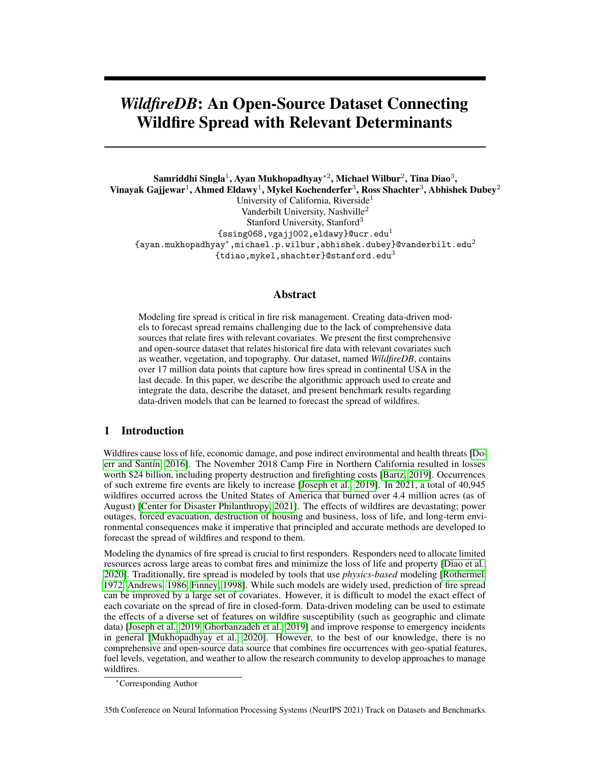# *WildfireDB*: An Open-Source Dataset Connecting Wildfire Spread with Relevant Determinants

**Samriddhi Singla**[1], **Ayan Mukhopadhyay**[*2], **Michael Wilbur**[2], **Tina Diao**[3], **Vinayak Gajjewar**[1], **Ahmed Eldawy**[1], **Mykel Kochenderfer**[3], **Ross Shachter**[3], **Abhishek Dubey**[2]

University of California, Riverside[1]
Vanderbilt University, Nashville[2]
Stanford University, Stanford[3]

{ssing068,vgajj002,eldawy}@ucr.edu[1]
{ayan.mukhopadhyay*,michael.p.wilbur,abhishek.dubey}@vanderbilt.edu[2]
{tdiao,mykel,shachter}@stanford.edu[3]

## Abstract

Modeling fire spread is critical in fire risk management. Creating data-driven models to forecast spread remains challenging due to the lack of comprehensive data sources that relate fires with relevant covariates. We present the first comprehensive and open-source dataset that relates historical fire data with relevant covariates such as weather, vegetation, and topography. Our dataset, named *WildfireDB*, contains over 17 million data points that capture how fires spread in continental USA in the last decade. In this paper, we describe the algorithmic approach used to create and integrate the data, describe the dataset, and present benchmark results regarding data-driven models that can be learned to forecast the spread of wildfires.

## 1 Introduction

Wildfires cause loss of life, economic damage, and pose indirect environmental and health threats [Doerr and Santín, 2016]. The November 2018 Camp Fire in Northern California resulted in losses worth $24 billion, including property destruction and firefighting costs [Bartz, 2019]. Occurrences of such extreme fire events are likely to increase [Joseph et al., 2019]. In 2021, a total of 40,945 wildfires occurred across the United States of America that burned over 4.4 million acres (as of August) [Center for Disaster Philanthropy, 2021]. The effects of wildfires are devastating; power outages, forced evacuation, destruction of housing and business, loss of life, and long-term environmental consequences make it imperative that principled and accurate methods are developed to forecast the spread of wildfires and respond to them.

Modeling the dynamics of fire spread is crucial to first responders. Responders need to allocate limited resources across large areas to combat fires and minimize the loss of life and property [Diao et al., 2020]. Traditionally, fire spread is modeled by tools that use *physics-based* modeling [Rothermel, 1972, Andrews, 1986, Finney, 1998]. While such models are widely used, prediction of fire spread can be improved by a large set of covariates. However, it is difficult to model the exact effect of each covariate on the spread of fire in closed-form. Data-driven modeling can be used to estimate the effects of a diverse set of features on wildfire susceptibility (such as geographic and climate data) [Joseph et al., 2019, Ghorbanzadeh et al., 2019] and improve response to emergency incidents in general [Mukhopadhyay et al., 2020]. However, to the best of our knowledge, there is no comprehensive and open-source data source that combines fire occurrences with geo-spatial features, fuel levels, vegetation, and weather to allow the research community to develop approaches to manage wildfires.

*Corresponding Author

35th Conference on Neural Information Processing Systems (NeurIPS 2021) Track on Datasets and Benchmarks.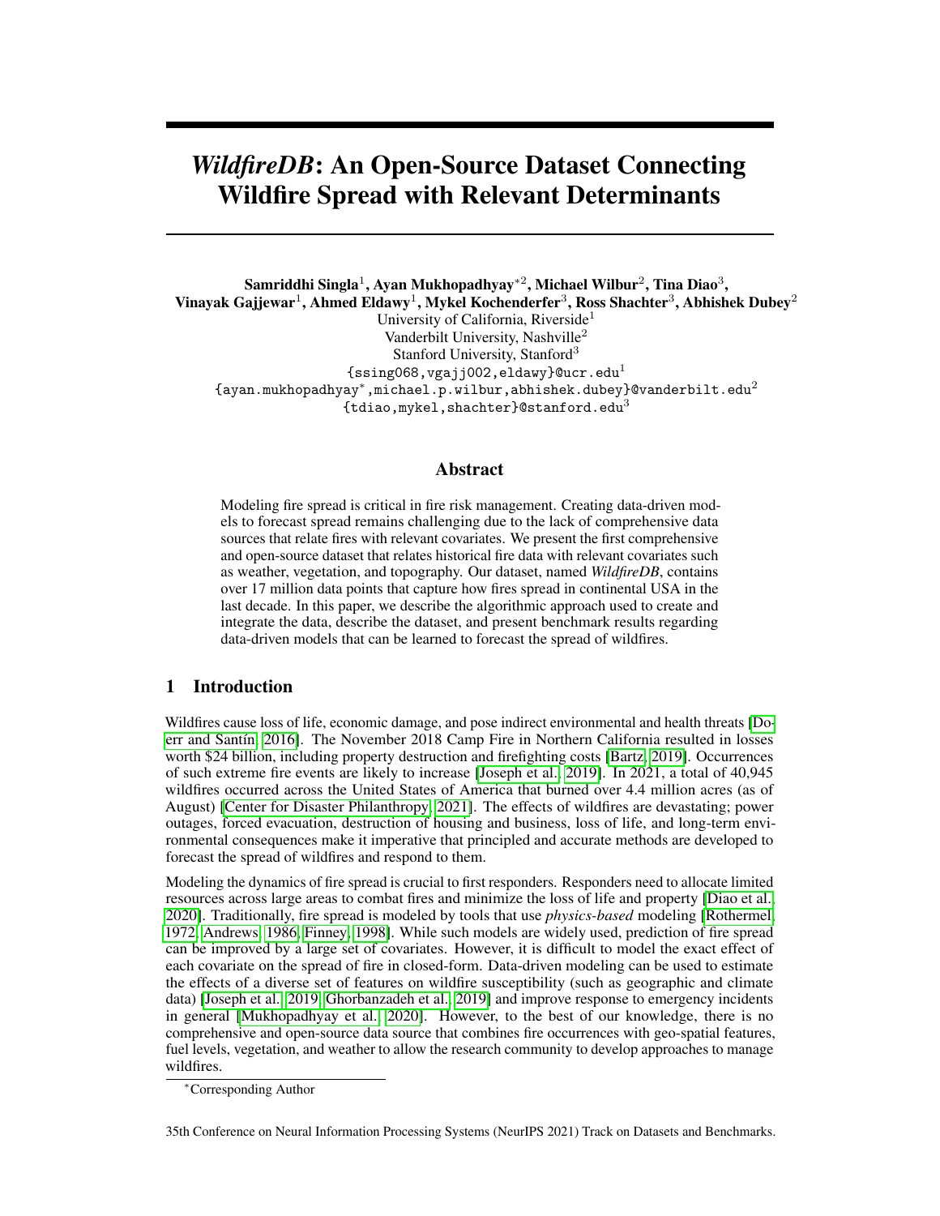# *WildfireDB*: An Open-Source Dataset Connecting Wildfire Spread with Relevant Determinants

**Samriddhi Singla**[1], **Ayan Mukhopadhyay**[*2], **Michael Wilbur**[2], **Tina Diao**[3], **Vinayak Gajjewar**[1], **Ahmed Eldawy**[1], **Mykel Kochenderfer**[3], **Ross Shachter**[3], **Abhishek Dubey**[2]

University of California, Riverside[1]
Vanderbilt University, Nashville[2]
Stanford University, Stanford[3]
{ssing068,vgajj002,eldawy}@ucr.edu[1]
{ayan.mukhopadhyay*,michael.p.wilbur,abhishek.dubey}@vanderbilt.edu[2]
{tdiao,mykel,shachter}@stanford.edu[3]

## Abstract

Modeling fire spread is critical in fire risk management. Creating data-driven models to forecast spread remains challenging due to the lack of comprehensive data sources that relate fires with relevant covariates. We present the first comprehensive and open-source dataset that relates historical fire data with relevant covariates such as weather, vegetation, and topography. Our dataset, named *WildfireDB*, contains over 17 million data points that capture how fires spread in continental USA in the last decade. In this paper, we describe the algorithmic approach used to create and integrate the data, describe the dataset, and present benchmark results regarding data-driven models that can be learned to forecast the spread of wildfires.

## 1 Introduction

Wildfires cause loss of life, economic damage, and pose indirect environmental and health threats [Doerr and Santín, 2016]. The November 2018 Camp Fire in Northern California resulted in losses worth $24 billion, including property destruction and firefighting costs [Bartz, 2019]. Occurrences of such extreme fire events are likely to increase [Joseph et al., 2019]. In 2021, a total of 40,945 wildfires occurred across the United States of America that burned over 4.4 million acres (as of August) [Center for Disaster Philanthropy, 2021]. The effects of wildfires are devastating; power outages, forced evacuation, destruction of housing and business, loss of life, and long-term environmental consequences make it imperative that principled and accurate methods are developed to forecast the spread of wildfires and respond to them.

Modeling the dynamics of fire spread is crucial to first responders. Responders need to allocate limited resources across large areas to combat fires and minimize the loss of life and property [Diao et al., 2020]. Traditionally, fire spread is modeled by tools that use *physics-based* modeling [Rothermel, 1972, Andrews, 1986, Finney, 1998]. While such models are widely used, prediction of fire spread can be improved by a large set of covariates. However, it is difficult to model the exact effect of each covariate on the spread of fire in closed-form. Data-driven modeling can be used to estimate the effects of a diverse set of features on wildfire susceptibility (such as geographic and climate data) [Joseph et al., 2019, Ghorbanzadeh et al., 2019] and improve response to emergency incidents in general [Mukhopadhyay et al., 2020]. However, to the best of our knowledge, there is no comprehensive and open-source data source that combines fire occurrences with geo-spatial features, fuel levels, vegetation, and weather to allow the research community to develop approaches to manage wildfires.

*Corresponding Author

35th Conference on Neural Information Processing Systems (NeurIPS 2021) Track on Datasets and Benchmarks.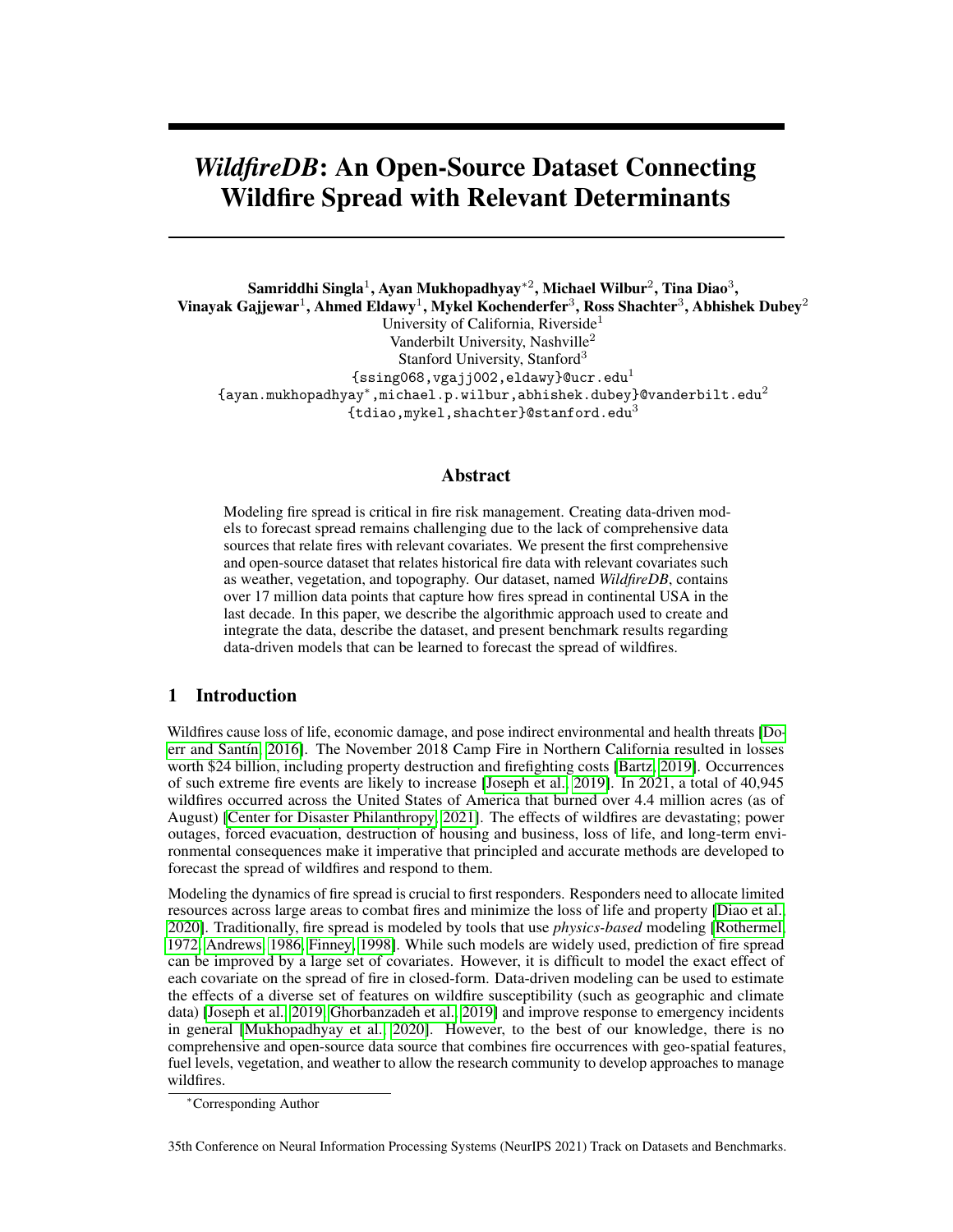# *WildfireDB*: An Open-Source Dataset Connecting Wildfire Spread with Relevant Determinants

**Samriddhi Singla**[1], **Ayan Mukhopadhyay**[*2], **Michael Wilbur**[2], **Tina Diao**[3], **Vinayak Gajjewar**[1], **Ahmed Eldawy**[1], **Mykel Kochenderfer**[3], **Ross Shachter**[3], **Abhishek Dubey**[2]

University of California, Riverside[1]
Vanderbilt University, Nashville[2]
Stanford University, Stanford[3]

{ssing068,vgajj002,eldawy}@ucr.edu[1]
{ayan.mukhopadhyay*,michael.p.wilbur,abhishek.dubey}@vanderbilt.edu[2]
{tdiao,mykel,shachter}@stanford.edu[3]

## Abstract

Modeling fire spread is critical in fire risk management. Creating data-driven models to forecast spread remains challenging due to the lack of comprehensive data sources that relate fires with relevant covariates. We present the first comprehensive and open-source dataset that relates historical fire data with relevant covariates such as weather, vegetation, and topography. Our dataset, named *WildfireDB*, contains over 17 million data points that capture how fires spread in continental USA in the last decade. In this paper, we describe the algorithmic approach used to create and integrate the data, describe the dataset, and present benchmark results regarding data-driven models that can be learned to forecast the spread of wildfires.

## 1 Introduction

Wildfires cause loss of life, economic damage, and pose indirect environmental and health threats [Doerr and Santín, 2016]. The November 2018 Camp Fire in Northern California resulted in losses worth $24 billion, including property destruction and firefighting costs [Bartz, 2019]. Occurrences of such extreme fire events are likely to increase [Joseph et al., 2019]. In 2021, a total of 40,945 wildfires occurred across the United States of America that burned over 4.4 million acres (as of August) [Center for Disaster Philanthropy, 2021]. The effects of wildfires are devastating; power outages, forced evacuation, destruction of housing and business, loss of life, and long-term environmental consequences make it imperative that principled and accurate methods are developed to forecast the spread of wildfires and respond to them.

Modeling the dynamics of fire spread is crucial to first responders. Responders need to allocate limited resources across large areas to combat fires and minimize the loss of life and property [Diao et al., 2020]. Traditionally, fire spread is modeled by tools that use *physics-based* modeling [Rothermel, 1972, Andrews, 1986, Finney, 1998]. While such models are widely used, prediction of fire spread can be improved by a large set of covariates. However, it is difficult to model the exact effect of each covariate on the spread of fire in closed-form. Data-driven modeling can be used to estimate the effects of a diverse set of features on wildfire susceptibility (such as geographic and climate data) [Joseph et al., 2019, Ghorbanzadeh et al., 2019] and improve response to emergency incidents in general [Mukhopadhyay et al., 2020]. However, to the best of our knowledge, there is no comprehensive and open-source data source that combines fire occurrences with geo-spatial features, fuel levels, vegetation, and weather to allow the research community to develop approaches to manage wildfires.

*Corresponding Author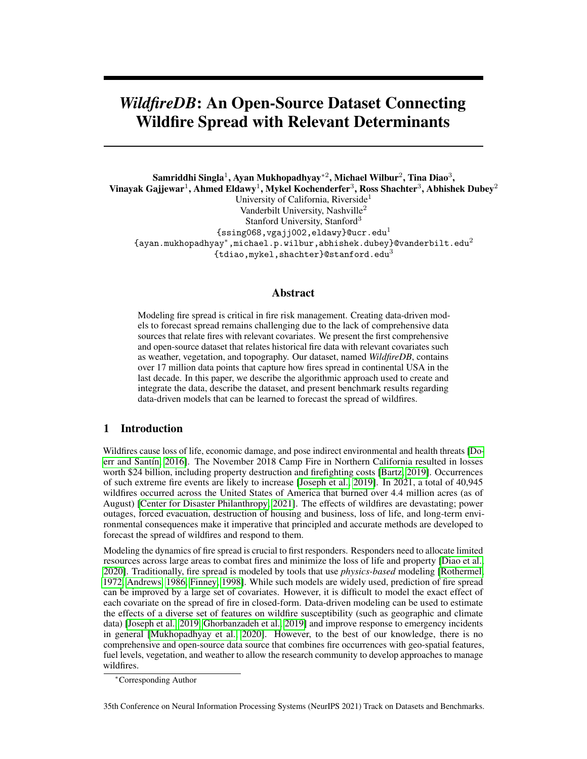# *WildfireDB*: An Open-Source Dataset Connecting Wildfire Spread with Relevant Determinants

**Samriddhi Singla**[1], **Ayan Mukhopadhyay**[*2], **Michael Wilbur**[2], **Tina Diao**[3], **Vinayak Gajjewar**[1], **Ahmed Eldawy**[1], **Mykel Kochenderfer**[3], **Ross Shachter**[3], **Abhishek Dubey**[2]

University of California, Riverside[1]
Vanderbilt University, Nashville[2]
Stanford University, Stanford[3]

{ssing068,vgajj002,eldawy}@ucr.edu[1]
{ayan.mukhopadhyay*,michael.p.wilbur,abhishek.dubey}@vanderbilt.edu[2]
{tdiao,mykel,shachter}@stanford.edu[3]

## Abstract

Modeling fire spread is critical in fire risk management. Creating data-driven models to forecast spread remains challenging due to the lack of comprehensive data sources that relate fires with relevant covariates. We present the first comprehensive and open-source dataset that relates historical fire data with relevant covariates such as weather, vegetation, and topography. Our dataset, named *WildfireDB*, contains over 17 million data points that capture how fires spread in continental USA in the last decade. In this paper, we describe the algorithmic approach used to create and integrate the data, describe the dataset, and present benchmark results regarding data-driven models that can be learned to forecast the spread of wildfires.

## 1 Introduction

Wildfires cause loss of life, economic damage, and pose indirect environmental and health threats [Doerr and Santín, 2016]. The November 2018 Camp Fire in Northern California resulted in losses worth $24 billion, including property destruction and firefighting costs [Bartz, 2019]. Occurrences of such extreme fire events are likely to increase [Joseph et al., 2019]. In 2021, a total of 40,945 wildfires occurred across the United States of America that burned over 4.4 million acres (as of August) [Center for Disaster Philanthropy, 2021]. The effects of wildfires are devastating; power outages, forced evacuation, destruction of housing and business, loss of life, and long-term environmental consequences make it imperative that principled and accurate methods are developed to forecast the spread of wildfires and respond to them.

Modeling the dynamics of fire spread is crucial to first responders. Responders need to allocate limited resources across large areas to combat fires and minimize the loss of life and property [Diao et al., 2020]. Traditionally, fire spread is modeled by tools that use *physics-based* modeling [Rothermel, 1972, Andrews, 1986, Finney, 1998]. While such models are widely used, prediction of fire spread can be improved by a large set of covariates. However, it is difficult to model the exact effect of each covariate on the spread of fire in closed-form. Data-driven modeling can be used to estimate the effects of a diverse set of features on wildfire susceptibility (such as geographic and climate data) [Joseph et al., 2019, Ghorbanzadeh et al., 2019] and improve response to emergency incidents in general [Mukhopadhyay et al., 2020]. However, to the best of our knowledge, there is no comprehensive and open-source data source that combines fire occurrences with geo-spatial features, fuel levels, vegetation, and weather to allow the research community to develop approaches to manage wildfires.

*Corresponding Author

35th Conference on Neural Information Processing Systems (NeurIPS 2021) Track on Datasets and Benchmarks.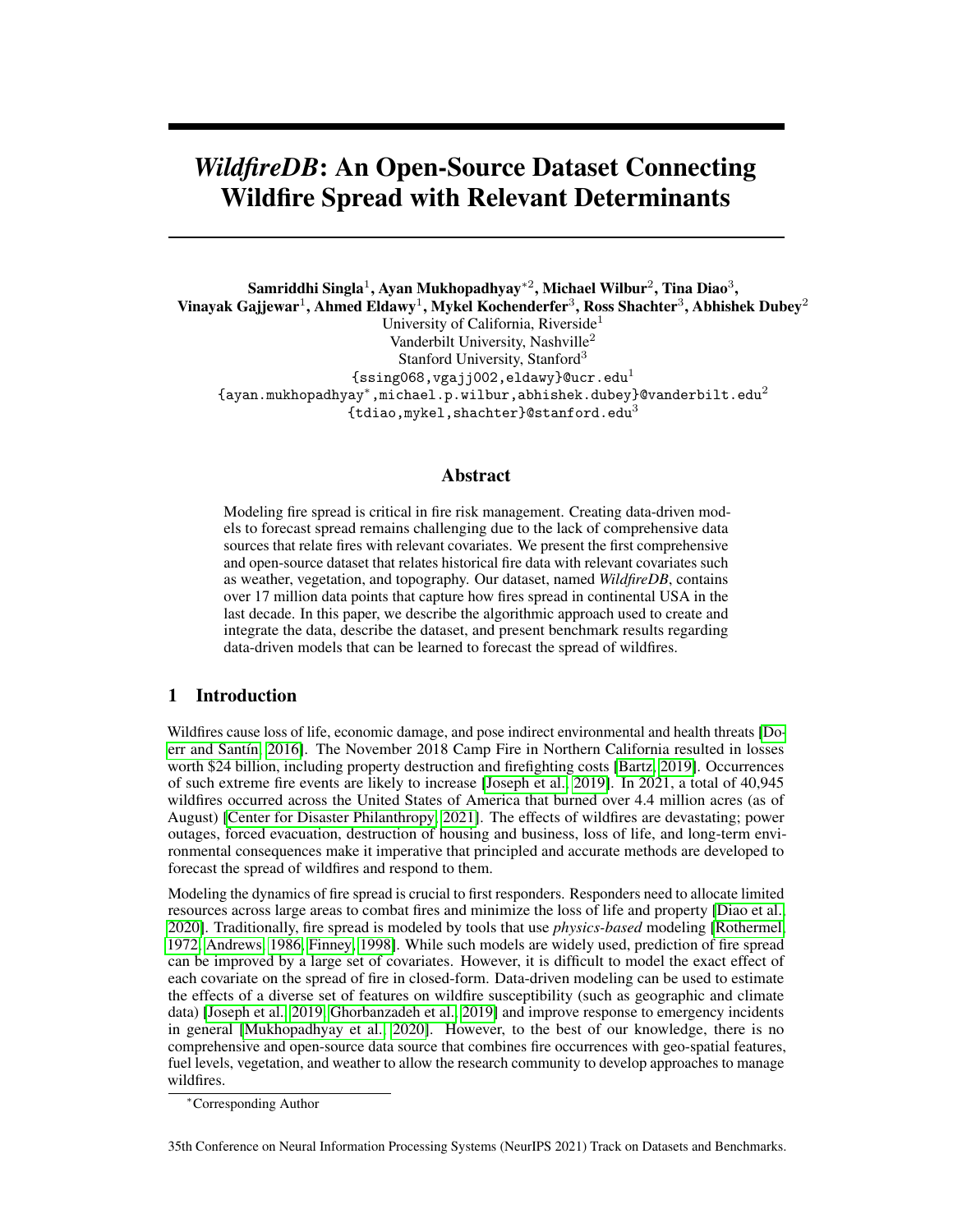# *WildfireDB*: An Open-Source Dataset Connecting Wildfire Spread with Relevant Determinants

**Samriddhi Singla**[1], **Ayan Mukhopadhyay**[*2], **Michael Wilbur**[2], **Tina Diao**[3], **Vinayak Gajjewar**[1], **Ahmed Eldawy**[1], **Mykel Kochenderfer**[3], **Ross Shachter**[3], **Abhishek Dubey**[2]

University of California, Riverside[1]
Vanderbilt University, Nashville[2]
Stanford University, Stanford[3]

{ssing068,vgajj002,eldawy}@ucr.edu[1]
{ayan.mukhopadhyay*,michael.p.wilbur,abhishek.dubey}@vanderbilt.edu[2]
{tdiao,mykel,shachter}@stanford.edu[3]

## Abstract

Modeling fire spread is critical in fire risk management. Creating data-driven models to forecast spread remains challenging due to the lack of comprehensive data sources that relate fires with relevant covariates. We present the first comprehensive and open-source dataset that relates historical fire data with relevant covariates such as weather, vegetation, and topography. Our dataset, named *WildfireDB*, contains over 17 million data points that capture how fires spread in continental USA in the last decade. In this paper, we describe the algorithmic approach used to create and integrate the data, describe the dataset, and present benchmark results regarding data-driven models that can be learned to forecast the spread of wildfires.

## 1 Introduction

Wildfires cause loss of life, economic damage, and pose indirect environmental and health threats [Doerr and Santín, 2016]. The November 2018 Camp Fire in Northern California resulted in losses worth $24 billion, including property destruction and firefighting costs [Bartz, 2019]. Occurrences of such extreme fire events are likely to increase [Joseph et al., 2019]. In 2021, a total of 40,945 wildfires occurred across the United States of America that burned over 4.4 million acres (as of August) [Center for Disaster Philanthropy, 2021]. The effects of wildfires are devastating; power outages, forced evacuation, destruction of housing and business, loss of life, and long-term environmental consequences make it imperative that principled and accurate methods are developed to forecast the spread of wildfires and respond to them.

Modeling the dynamics of fire spread is crucial to first responders. Responders need to allocate limited resources across large areas to combat fires and minimize the loss of life and property [Diao et al., 2020]. Traditionally, fire spread is modeled by tools that use *physics-based* modeling [Rothermel, 1972, Andrews, 1986, Finney, 1998]. While such models are widely used, prediction of fire spread can be improved by a large set of covariates. However, it is difficult to model the exact effect of each covariate on the spread of fire in closed-form. Data-driven modeling can be used to estimate the effects of a diverse set of features on wildfire susceptibility (such as geographic and climate data) [Joseph et al., 2019, Ghorbanzadeh et al., 2019] and improve response to emergency incidents in general [Mukhopadhyay et al., 2020]. However, to the best of our knowledge, there is no comprehensive and open-source data source that combines fire occurrences with geo-spatial features, fuel levels, vegetation, and weather to allow the research community to develop approaches to manage wildfires.

*Corresponding Author

35th Conference on Neural Information Processing Systems (NeurIPS 2021) Track on Datasets and Benchmarks.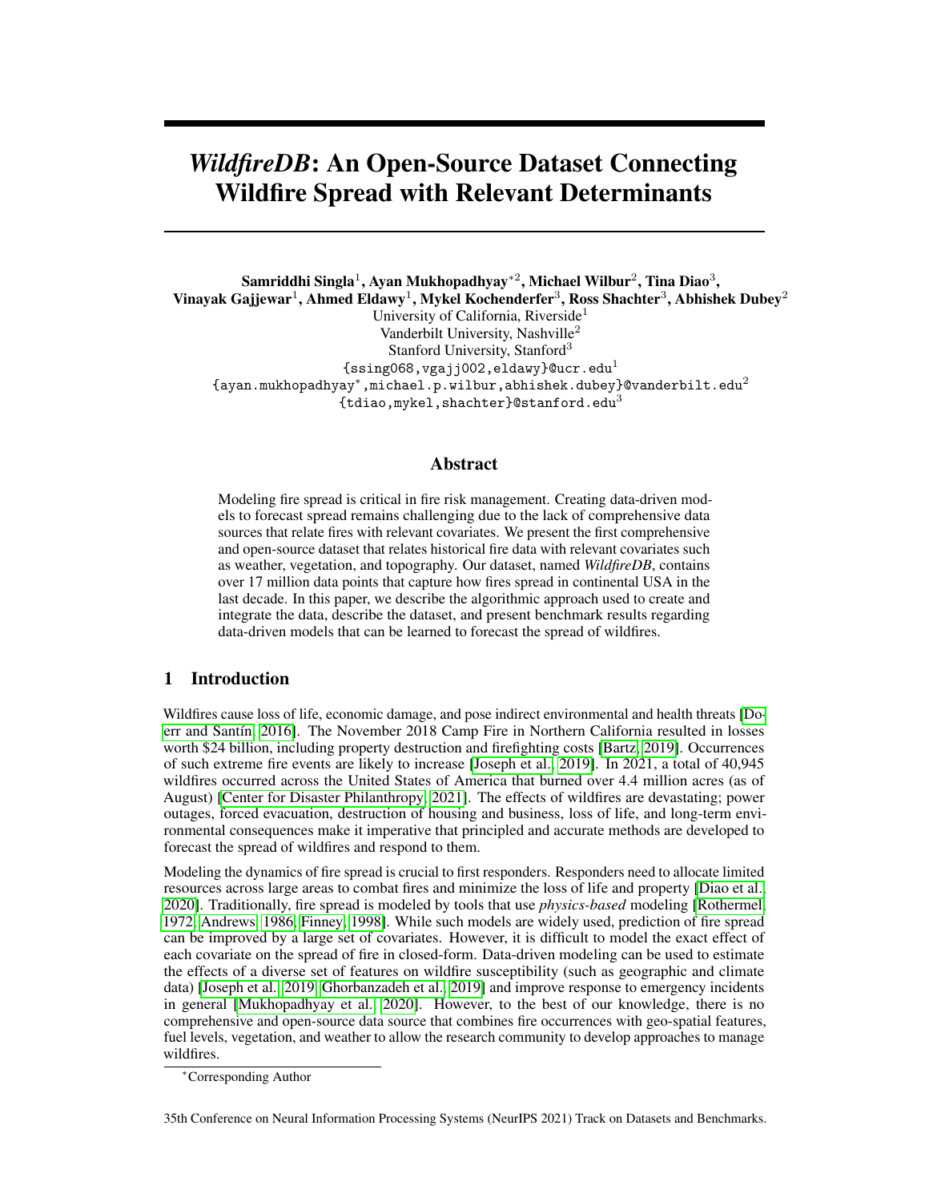# *WildfireDB*: An Open-Source Dataset Connecting Wildfire Spread with Relevant Determinants

**Samriddhi Singla**[1], **Ayan Mukhopadhyay**[*2], **Michael Wilbur**[2], **Tina Diao**[3], **Vinayak Gajjewar**[1], **Ahmed Eldawy**[1], **Mykel Kochenderfer**[3], **Ross Shachter**[3], **Abhishek Dubey**[2]

University of California, Riverside[1]
Vanderbilt University, Nashville[2]
Stanford University, Stanford[3]

{ssing068,vgajj002,eldawy}@ucr.edu[1]
{ayan.mukhopadhyay*,michael.p.wilbur,abhishek.dubey}@vanderbilt.edu[2]
{tdiao,mykel,shachter}@stanford.edu[3]

## Abstract

Modeling fire spread is critical in fire risk management. Creating data-driven models to forecast spread remains challenging due to the lack of comprehensive data sources that relate fires with relevant covariates. We present the first comprehensive and open-source dataset that relates historical fire data with relevant covariates such as weather, vegetation, and topography. Our dataset, named *WildfireDB*, contains over 17 million data points that capture how fires spread in continental USA in the last decade. In this paper, we describe the algorithmic approach used to create and integrate the data, describe the dataset, and present benchmark results regarding data-driven models that can be learned to forecast the spread of wildfires.

## 1 Introduction

Wildfires cause loss of life, economic damage, and pose indirect environmental and health threats [Doerr and Santín, 2016]. The November 2018 Camp Fire in Northern California resulted in losses worth $24 billion, including property destruction and firefighting costs [Bartz, 2019]. Occurrences of such extreme fire events are likely to increase [Joseph et al., 2019]. In 2021, a total of 40,945 wildfires occurred across the United States of America that burned over 4.4 million acres (as of August) [Center for Disaster Philanthropy, 2021]. The effects of wildfires are devastating; power outages, forced evacuation, destruction of housing and business, loss of life, and long-term environmental consequences make it imperative that principled and accurate methods are developed to forecast the spread of wildfires and respond to them.

Modeling the dynamics of fire spread is crucial to first responders. Responders need to allocate limited resources across large areas to combat fires and minimize the loss of life and property [Diao et al., 2020]. Traditionally, fire spread is modeled by tools that use *physics-based* modeling [Rothermel, 1972, Andrews, 1986, Finney, 1998]. While such models are widely used, prediction of fire spread can be improved by a large set of covariates. However, it is difficult to model the exact effect of each covariate on the spread of fire in closed-form. Data-driven modeling can be used to estimate the effects of a diverse set of features on wildfire susceptibility (such as geographic and climate data) [Joseph et al., 2019, Ghorbanzadeh et al., 2019] and improve response to emergency incidents in general [Mukhopadhyay et al., 2020]. However, to the best of our knowledge, there is no comprehensive and open-source data source that combines fire occurrences with geo-spatial features, fuel levels, vegetation, and weather to allow the research community to develop approaches to manage wildfires.

*Corresponding Author

35th Conference on Neural Information Processing Systems (NeurIPS 2021) Track on Datasets and Benchmarks.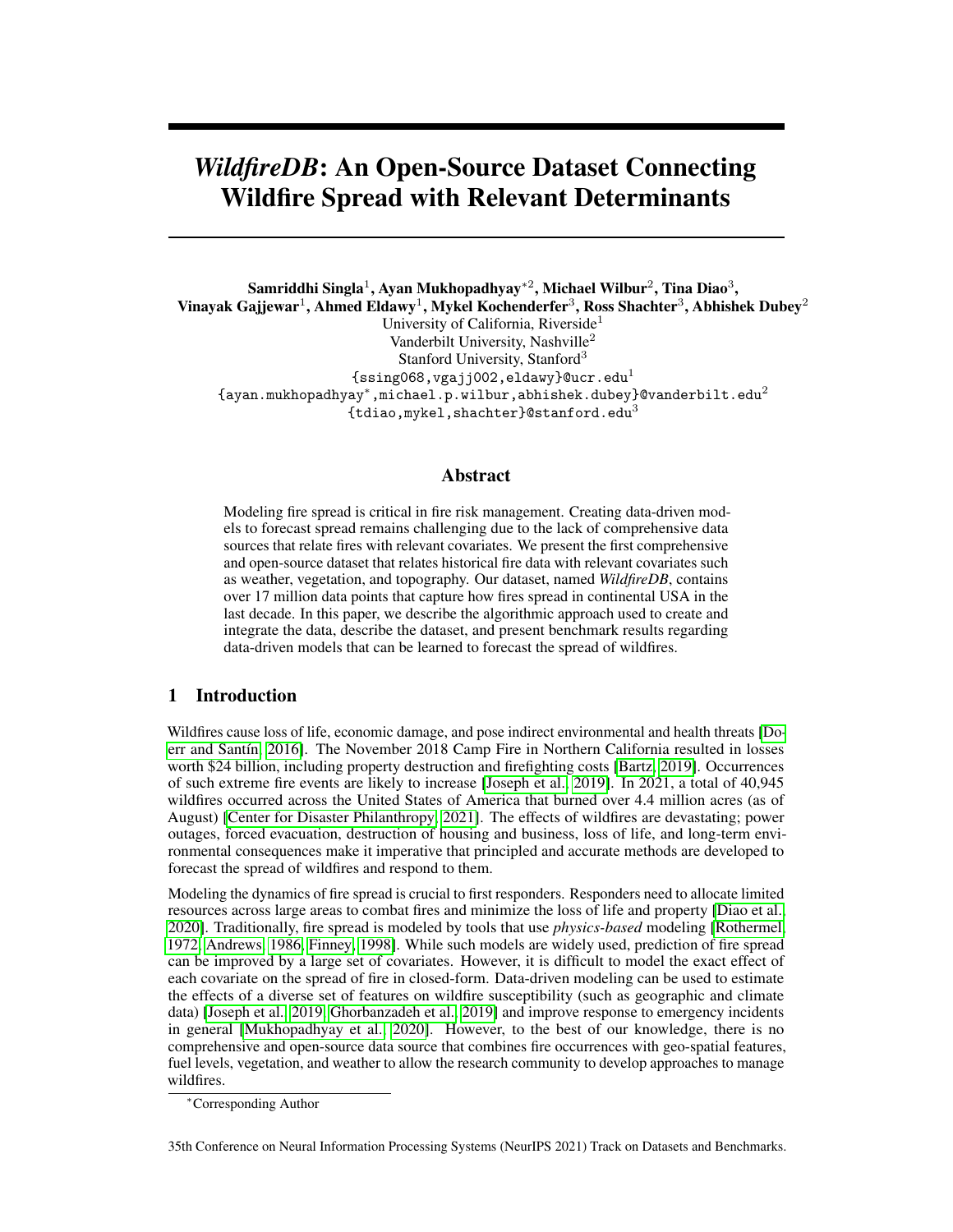# *WildfireDB*: An Open-Source Dataset Connecting Wildfire Spread with Relevant Determinants

**Samriddhi Singla**[1], **Ayan Mukhopadhyay**[*2], **Michael Wilbur**[2], **Tina Diao**[3], **Vinayak Gajjewar**[1], **Ahmed Eldawy**[1], **Mykel Kochenderfer**[3], **Ross Shachter**[3], **Abhishek Dubey**[2]

University of California, Riverside[1]
Vanderbilt University, Nashville[2]
Stanford University, Stanford[3]

{ssing068,vgajj002,eldawy}@ucr.edu[1]
{ayan.mukhopadhyay*,michael.p.wilbur,abhishek.dubey}@vanderbilt.edu[2]
{tdiao,mykel,shachter}@stanford.edu[3]

## Abstract

Modeling fire spread is critical in fire risk management. Creating data-driven models to forecast spread remains challenging due to the lack of comprehensive data sources that relate fires with relevant covariates. We present the first comprehensive and open-source dataset that relates historical fire data with relevant covariates such as weather, vegetation, and topography. Our dataset, named *WildfireDB*, contains over 17 million data points that capture how fires spread in continental USA in the last decade. In this paper, we describe the algorithmic approach used to create and integrate the data, describe the dataset, and present benchmark results regarding data-driven models that can be learned to forecast the spread of wildfires.

## 1 Introduction

Wildfires cause loss of life, economic damage, and pose indirect environmental and health threats [Doerr and Santín, 2016]. The November 2018 Camp Fire in Northern California resulted in losses worth $24 billion, including property destruction and firefighting costs [Bartz, 2019]. Occurrences of such extreme fire events are likely to increase [Joseph et al., 2019]. In 2021, a total of 40,945 wildfires occurred across the United States of America that burned over 4.4 million acres (as of August) [Center for Disaster Philanthropy, 2021]. The effects of wildfires are devastating; power outages, forced evacuation, destruction of housing and business, loss of life, and long-term environmental consequences make it imperative that principled and accurate methods are developed to forecast the spread of wildfires and respond to them.

Modeling the dynamics of fire spread is crucial to first responders. Responders need to allocate limited resources across large areas to combat fires and minimize the loss of life and property [Diao et al., 2020]. Traditionally, fire spread is modeled by tools that use *physics-based* modeling [Rothermel, 1972, Andrews, 1986, Finney, 1998]. While such models are widely used, prediction of fire spread can be improved by a large set of covariates. However, it is difficult to model the exact effect of each covariate on the spread of fire in closed-form. Data-driven modeling can be used to estimate the effects of a diverse set of features on wildfire susceptibility (such as geographic and climate data) [Joseph et al., 2019, Ghorbanzadeh et al., 2019] and improve response to emergency incidents in general [Mukhopadhyay et al., 2020]. However, to the best of our knowledge, there is no comprehensive and open-source data source that combines fire occurrences with geo-spatial features, fuel levels, vegetation, and weather to allow the research community to develop approaches to manage wildfires.

*Corresponding Author

35th Conference on Neural Information Processing Systems (NeurIPS 2021) Track on Datasets and Benchmarks.